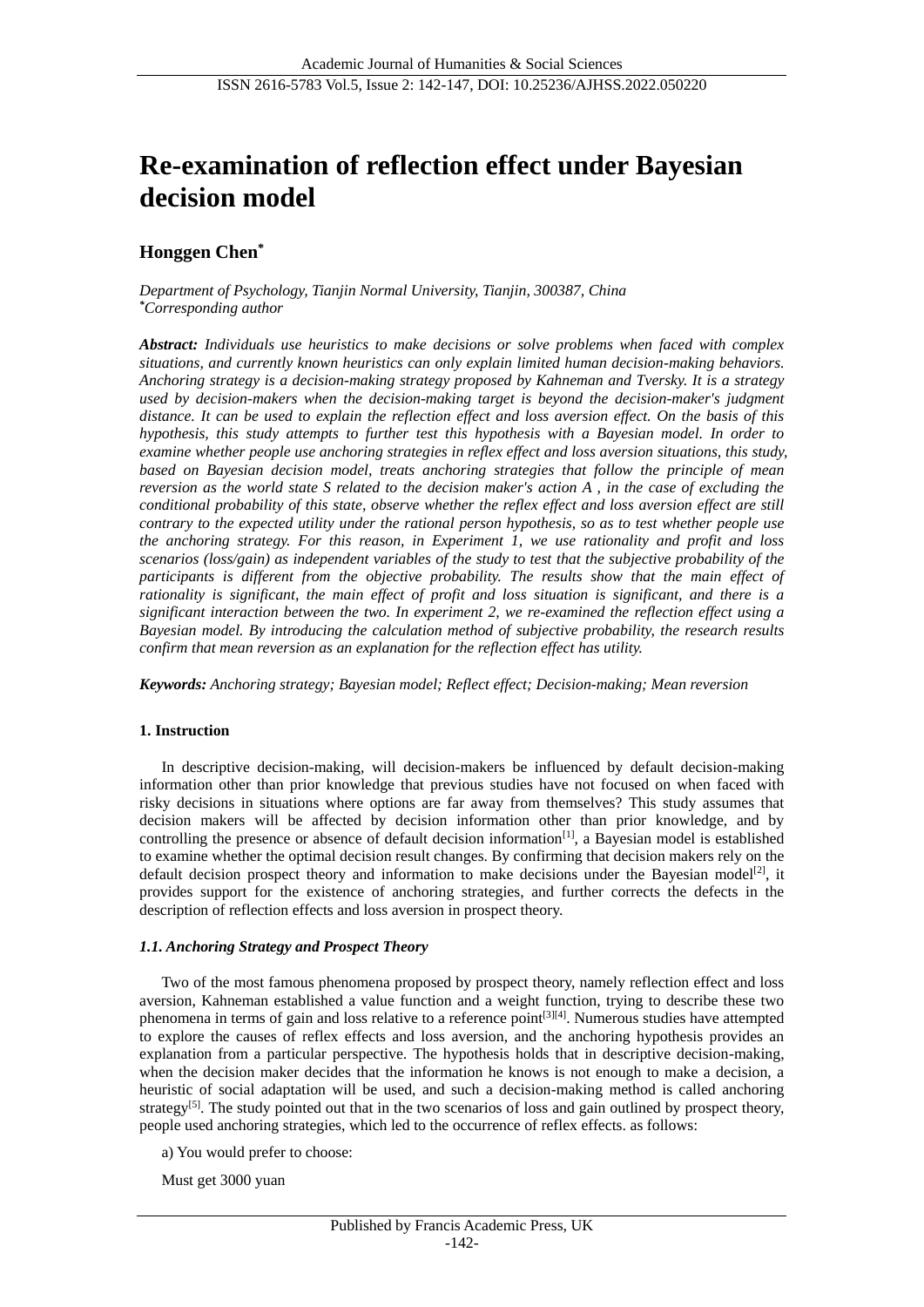# Re-examination of reflection effect under Bayesian decision model

## Honggen Chen*

*Department of Psychology, Tianjin Normal University, Tianjin, 300387, China*
**Corresponding author*

***Abstract:*** *Individuals use heuristics to make decisions or solve problems when faced with complex situations, and currently known heuristics can only explain limited human decision-making behaviors. Anchoring strategy is a decision-making strategy proposed by Kahneman and Tversky. It is a strategy used by decision-makers when the decision-making target is beyond the decision-maker's judgment distance. It can be used to explain the reflection effect and loss aversion effect. On the basis of this hypothesis, this study attempts to further test this hypothesis with a Bayesian model. In order to examine whether people use anchoring strategies in reflex effect and loss aversion situations, this study, based on Bayesian decision model, treats anchoring strategies that follow the principle of mean reversion as the world state S related to the decision maker's action A , in the case of excluding the conditional probability of this state, observe whether the reflex effect and loss aversion effect are still contrary to the expected utility under the rational person hypothesis, so as to test whether people use the anchoring strategy. For this reason, in Experiment 1, we use rationality and profit and loss scenarios (loss/gain) as independent variables of the study to test that the subjective probability of the participants is different from the objective probability. The results show that the main effect of rationality is significant, the main effect of profit and loss situation is significant, and there is a significant interaction between the two. In experiment 2, we re-examined the reflection effect using a Bayesian model. By introducing the calculation method of subjective probability, the research results confirm that mean reversion as an explanation for the reflection effect has utility.*

***Keywords:*** *Anchoring strategy; Bayesian model; Reflect effect; Decision-making; Mean reversion*

### 1. Instruction

In descriptive decision-making, will decision-makers be influenced by default decision-making information other than prior knowledge that previous studies have not focused on when faced with risky decisions in situations where options are far away from themselves? This study assumes that decision makers will be affected by decision information other than prior knowledge, and by controlling the presence or absence of default decision information[1], a Bayesian model is established to examine whether the optimal decision result changes. By confirming that decision makers rely on the default decision prospect theory and information to make decisions under the Bayesian model[2], it provides support for the existence of anchoring strategies, and further corrects the defects in the description of reflection effects and loss aversion in prospect theory.

#### *1.1. Anchoring Strategy and Prospect Theory*

Two of the most famous phenomena proposed by prospect theory, namely reflection effect and loss aversion, Kahneman established a value function and a weight function, trying to describe these two phenomena in terms of gain and loss relative to a reference point[3][4]. Numerous studies have attempted to explore the causes of reflex effects and loss aversion, and the anchoring hypothesis provides an explanation from a particular perspective. The hypothesis holds that in descriptive decision-making, when the decision maker decides that the information he knows is not enough to make a decision, a heuristic of social adaptation will be used, and such a decision-making method is called anchoring strategy[5]. The study pointed out that in the two scenarios of loss and gain outlined by prospect theory, people used anchoring strategies, which led to the occurrence of reflex effects. as follows:

a) You would prefer to choose:

Must get 3000 yuan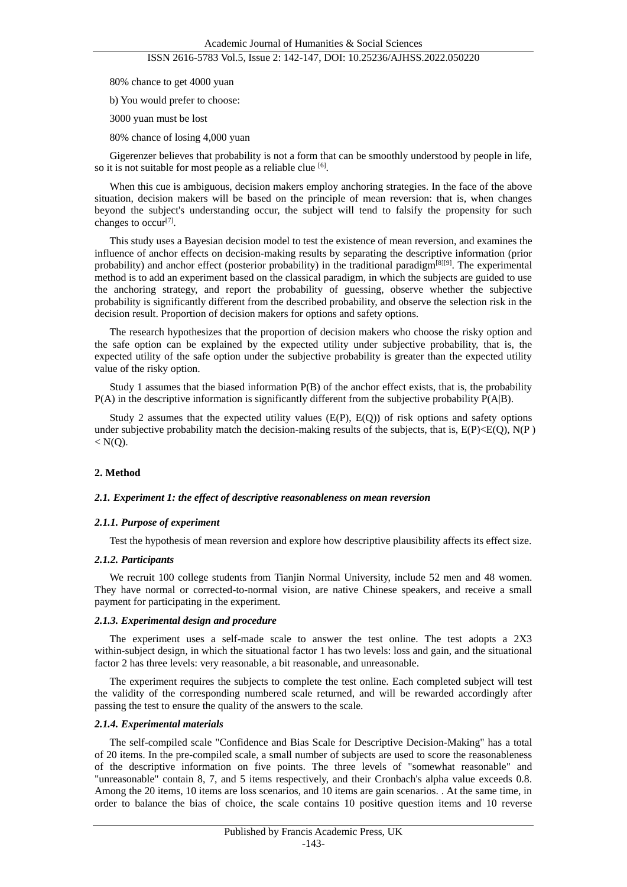80% chance to get 4000 yuan

b) You would prefer to choose:

3000 yuan must be lost

80% chance of losing 4,000 yuan

Gigerenzer believes that probability is not a form that can be smoothly understood by people in life, so it is not suitable for most people as a reliable clue [6].

When this cue is ambiguous, decision makers employ anchoring strategies. In the face of the above situation, decision makers will be based on the principle of mean reversion: that is, when changes beyond the subject's understanding occur, the subject will tend to falsify the propensity for such changes to occur[7].

This study uses a Bayesian decision model to test the existence of mean reversion, and examines the influence of anchor effects on decision-making results by separating the descriptive information (prior probability) and anchor effect (posterior probability) in the traditional paradigm[8][9]. The experimental method is to add an experiment based on the classical paradigm, in which the subjects are guided to use the anchoring strategy, and report the probability of guessing, observe whether the subjective probability is significantly different from the described probability, and observe the selection risk in the decision result. Proportion of decision makers for options and safety options.

The research hypothesizes that the proportion of decision makers who choose the risky option and the safe option can be explained by the expected utility under subjective probability, that is, the expected utility of the safe option under the subjective probability is greater than the expected utility value of the risky option.

Study 1 assumes that the biased information $P(B)$ of the anchor effect exists, that is, the probability $P(A)$ in the descriptive information is significantly different from the subjective probability $P(A|B)$.

Study 2 assumes that the expected utility values ($E(P)$, $E(Q)$) of risk options and safety options under subjective probability match the decision-making results of the subjects, that is, $E(P)<E(Q)$, $N(P) < N(Q)$.

## 2. Method

### *2.1. Experiment 1: the effect of descriptive reasonableness on mean reversion*

#### *2.1.1. Purpose of experiment*

Test the hypothesis of mean reversion and explore how descriptive plausibility affects its effect size.

#### *2.1.2. Participants*

We recruit 100 college students from Tianjin Normal University, include 52 men and 48 women. They have normal or corrected-to-normal vision, are native Chinese speakers, and receive a small payment for participating in the experiment.

#### *2.1.3. Experimental design and procedure*

The experiment uses a self-made scale to answer the test online. The test adopts a 2X3 within-subject design, in which the situational factor 1 has two levels: loss and gain, and the situational factor 2 has three levels: very reasonable, a bit reasonable, and unreasonable.

The experiment requires the subjects to complete the test online. Each completed subject will test the validity of the corresponding numbered scale returned, and will be rewarded accordingly after passing the test to ensure the quality of the answers to the scale.

#### *2.1.4. Experimental materials*

The self-compiled scale "Confidence and Bias Scale for Descriptive Decision-Making" has a total of 20 items. In the pre-compiled scale, a small number of subjects are used to score the reasonableness of the descriptive information on five points. The three levels of "somewhat reasonable" and "unreasonable" contain 8, 7, and 5 items respectively, and their Cronbach's alpha value exceeds 0.8. Among the 20 items, 10 items are loss scenarios, and 10 items are gain scenarios. . At the same time, in order to balance the bias of choice, the scale contains 10 positive question items and 10 reverse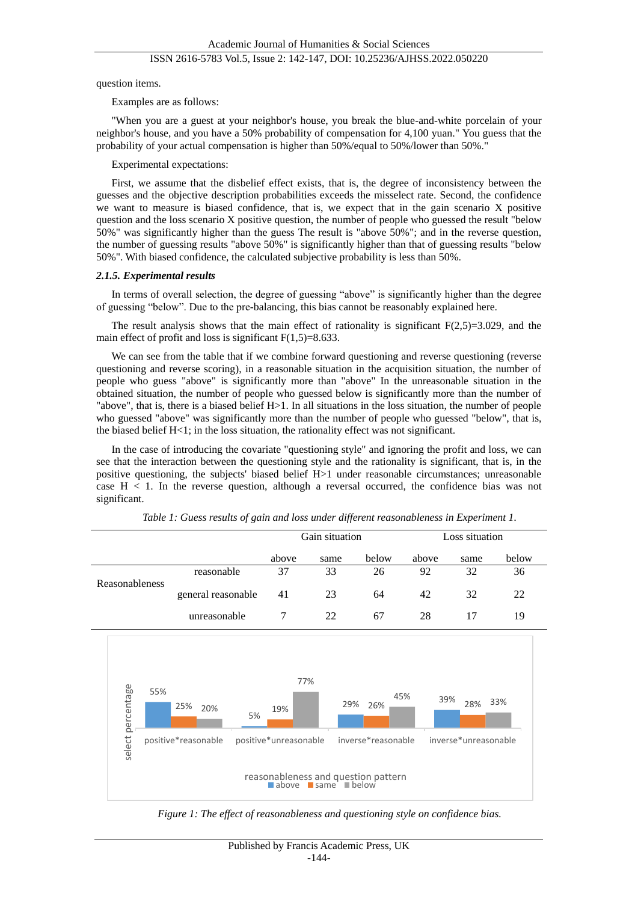question items.

Examples are as follows:

"When you are a guest at your neighbor's house, you break the blue-and-white porcelain of your neighbor's house, and you have a 50% probability of compensation for 4,100 yuan." You guess that the probability of your actual compensation is higher than 50%/equal to 50%/lower than 50%."

Experimental expectations:

First, we assume that the disbelief effect exists, that is, the degree of inconsistency between the guesses and the objective description probabilities exceeds the misselect rate. Second, the confidence we want to measure is biased confidence, that is, we expect that in the gain scenario X positive question and the loss scenario X positive question, the number of people who guessed the result "below 50%" was significantly higher than the guess The result is "above 50%"; and in the reverse question, the number of guessing results "above 50%" is significantly higher than that of guessing results "below 50%". With biased confidence, the calculated subjective probability is less than 50%.

#### *2.1.5. Experimental results*

In terms of overall selection, the degree of guessing "above" is significantly higher than the degree of guessing "below". Due to the pre-balancing, this bias cannot be reasonably explained here.

The result analysis shows that the main effect of rationality is significant $F(2,5)=3.029$, and the main effect of profit and loss is significant $F(1,5)=8.633$.

We can see from the table that if we combine forward questioning and reverse questioning (reverse questioning and reverse scoring), in a reasonable situation in the acquisition situation, the number of people who guess "above" is significantly more than "above" In the unreasonable situation in the obtained situation, the number of people who guessed below is significantly more than the number of "above", that is, there is a biased belief H>1. In all situations in the loss situation, the number of people who guessed "above" was significantly more than the number of people who guessed "below", that is, the biased belief H<1; in the loss situation, the rationality effect was not significant.

In the case of introducing the covariate "questioning style" and ignoring the profit and loss, we can see that the interaction between the questioning style and the rationality is significant, that is, in the positive questioning, the subjects' biased belief H>1 under reasonable circumstances; unreasonable case H < 1. In the reverse question, although a reversal occurred, the confidence bias was not significant.

*Table 1: Guess results of gain and loss under different reasonableness in Experiment 1.*

| | | Gain situation | | | Loss situation | | |
|---|---|---|---|---|---|---|---|
| | | above | same | below | above | same | below |
| Reasonableness | reasonable | 37 | 33 | 26 | 92 | 32 | 36 |
| | general reasonable | 41 | 23 | 64 | 42 | 32 | 22 |
| | unreasonable | 7 | 22 | 67 | 28 | 17 | 19 |

| reasonableness and question pattern | above | same | below |
|---|---|---|---|
| positive*reasonable | 55% | 25% | 20% |
| positive*unreasonable | 5% | 19% | 77% |
| inverse*reasonable | 29% | 26% | 45% |
| inverse*unreasonable | 39% | 28% | 33% |

*Figure 1: The effect of reasonableness and questioning style on confidence bias.*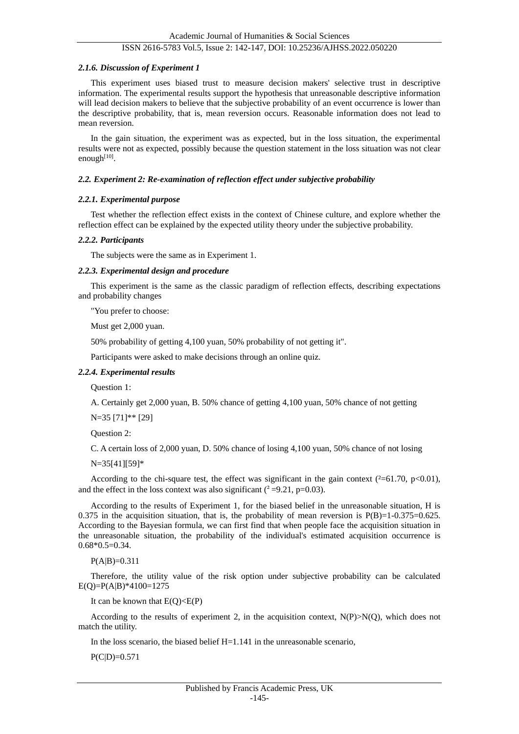#### *2.1.6. Discussion of Experiment 1*

This experiment uses biased trust to measure decision makers' selective trust in descriptive information. The experimental results support the hypothesis that unreasonable descriptive information will lead decision makers to believe that the subjective probability of an event occurrence is lower than the descriptive probability, that is, mean reversion occurs. Reasonable information does not lead to mean reversion.

In the gain situation, the experiment was as expected, but in the loss situation, the experimental results were not as expected, possibly because the question statement in the loss situation was not clear enough[10].

### *2.2. Experiment 2: Re-examination of reflection effect under subjective probability*

#### *2.2.1. Experimental purpose*

Test whether the reflection effect exists in the context of Chinese culture, and explore whether the reflection effect can be explained by the expected utility theory under the subjective probability.

#### *2.2.2. Participants*

The subjects were the same as in Experiment 1.

#### *2.2.3. Experimental design and procedure*

This experiment is the same as the classic paradigm of reflection effects, describing expectations and probability changes

"You prefer to choose:

Must get 2,000 yuan.

50% probability of getting 4,100 yuan, 50% probability of not getting it".

Participants were asked to make decisions through an online quiz.

#### *2.2.4. Experimental results*

Question 1:

A. Certainly get 2,000 yuan, B. 50% chance of getting 4,100 yuan, 50% chance of not getting

N=35 [71]** [29]

Question 2:

C. A certain loss of 2,000 yuan, D. 50% chance of losing 4,100 yuan, 50% chance of not losing

N=35[41][59]*

According to the chi-square test, the effect was significant in the gain context ($^2$=61.70, $p<0.01$), and the effect in the loss context was also significant ($^2$ =9.21, $p=0.03$).

According to the results of Experiment 1, for the biased belief in the unreasonable situation, H is 0.375 in the acquisition situation, that is, the probability of mean reversion is P(B)=1-0.375=0.625. According to the Bayesian formula, we can first find that when people face the acquisition situation in the unreasonable situation, the probability of the individual's estimated acquisition occurrence is 0.68*0.5=0.34.

P(A|B)=0.311

Therefore, the utility value of the risk option under subjective probability can be calculated E(Q)=P(A|B)*4100=1275

It can be known that E(Q)<E(P)

According to the results of experiment 2, in the acquisition context, N(P)>N(Q), which does not match the utility.

In the loss scenario, the biased belief H=1.141 in the unreasonable scenario,

P(C|D)=0.571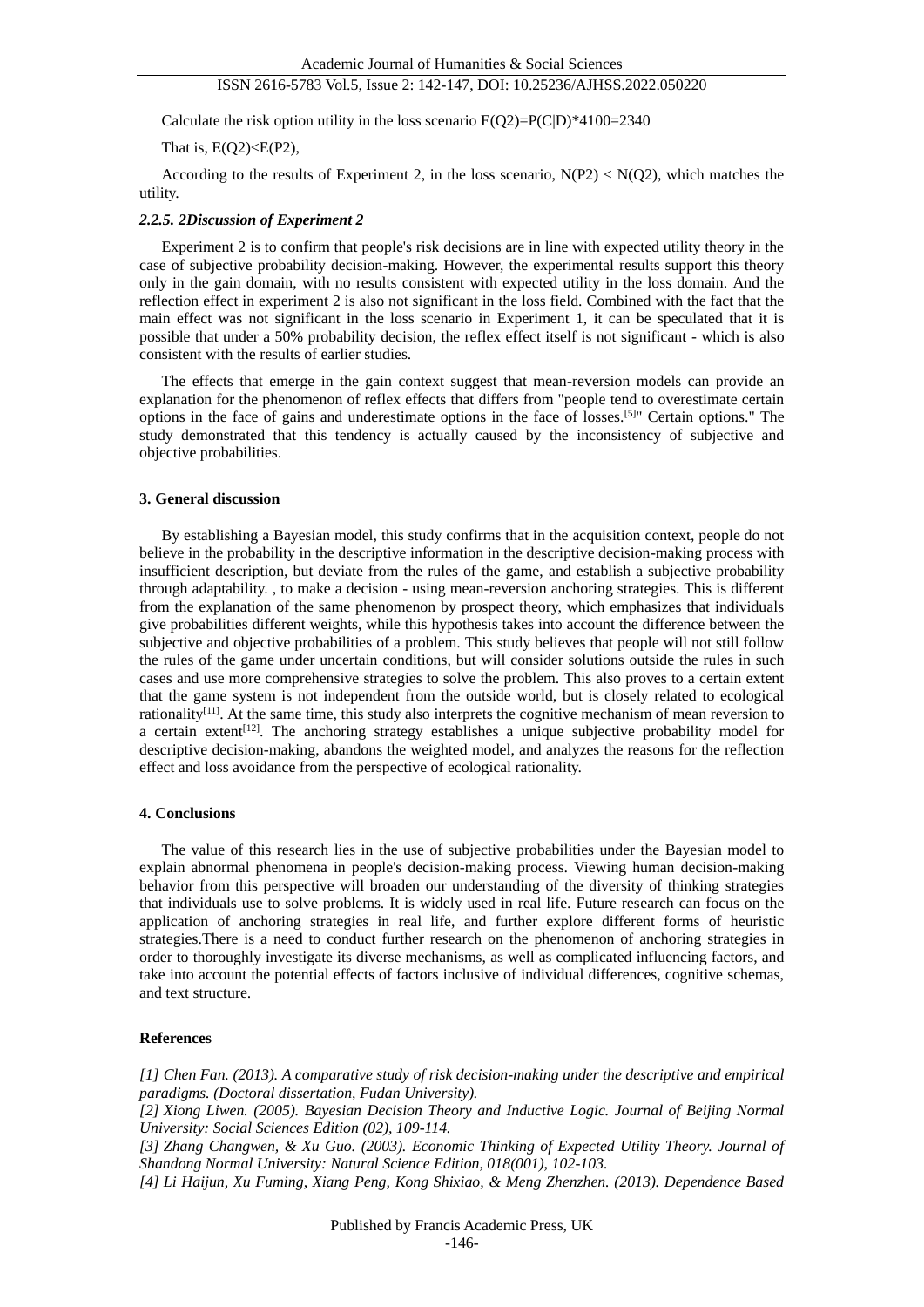Calculate the risk option utility in the loss scenario $E(Q2)=P(C|D)*4100=2340$

That is, $E(Q2)<E(P2)$,

According to the results of Experiment 2, in the loss scenario, $N(P2) < N(Q2)$, which matches the utility.

#### *2.2.5. 2Discussion of Experiment 2*

Experiment 2 is to confirm that people's risk decisions are in line with expected utility theory in the case of subjective probability decision-making. However, the experimental results support this theory only in the gain domain, with no results consistent with expected utility in the loss domain. And the reflection effect in experiment 2 is also not significant in the loss field. Combined with the fact that the main effect was not significant in the loss scenario in Experiment 1, it can be speculated that it is possible that under a 50% probability decision, the reflex effect itself is not significant - which is also consistent with the results of earlier studies.

The effects that emerge in the gain context suggest that mean-reversion models can provide an explanation for the phenomenon of reflex effects that differs from "people tend to overestimate certain options in the face of gains and underestimate options in the face of losses.[5]" Certain options." The study demonstrated that this tendency is actually caused by the inconsistency of subjective and objective probabilities.

## 3. General discussion

By establishing a Bayesian model, this study confirms that in the acquisition context, people do not believe in the probability in the descriptive information in the descriptive decision-making process with insufficient description, but deviate from the rules of the game, and establish a subjective probability through adaptability. , to make a decision - using mean-reversion anchoring strategies. This is different from the explanation of the same phenomenon by prospect theory, which emphasizes that individuals give probabilities different weights, while this hypothesis takes into account the difference between the subjective and objective probabilities of a problem. This study believes that people will not still follow the rules of the game under uncertain conditions, but will consider solutions outside the rules in such cases and use more comprehensive strategies to solve the problem. This also proves to a certain extent that the game system is not independent from the outside world, but is closely related to ecological rationality[11]. At the same time, this study also interprets the cognitive mechanism of mean reversion to a certain extent[12]. The anchoring strategy establishes a unique subjective probability model for descriptive decision-making, abandons the weighted model, and analyzes the reasons for the reflection effect and loss avoidance from the perspective of ecological rationality.

## 4. Conclusions

The value of this research lies in the use of subjective probabilities under the Bayesian model to explain abnormal phenomena in people's decision-making process. Viewing human decision-making behavior from this perspective will broaden our understanding of the diversity of thinking strategies that individuals use to solve problems. It is widely used in real life. Future research can focus on the application of anchoring strategies in real life, and further explore different forms of heuristic strategies.There is a need to conduct further research on the phenomenon of anchoring strategies in order to thoroughly investigate its diverse mechanisms, as well as complicated influencing factors, and take into account the potential effects of factors inclusive of individual differences, cognitive schemas, and text structure.

## References

*[1] Chen Fan. (2013). A comparative study of risk decision-making under the descriptive and empirical paradigms. (Doctoral dissertation, Fudan University).*

*[2] Xiong Liwen. (2005). Bayesian Decision Theory and Inductive Logic. Journal of Beijing Normal University: Social Sciences Edition (02), 109-114.*

*[3] Zhang Changwen, & Xu Guo. (2003). Economic Thinking of Expected Utility Theory. Journal of Shandong Normal University: Natural Science Edition, 018(001), 102-103.*

*[4] Li Haijun, Xu Fuming, Xiang Peng, Kong Shixiao, & Meng Zhenzhen. (2013). Dependence Based*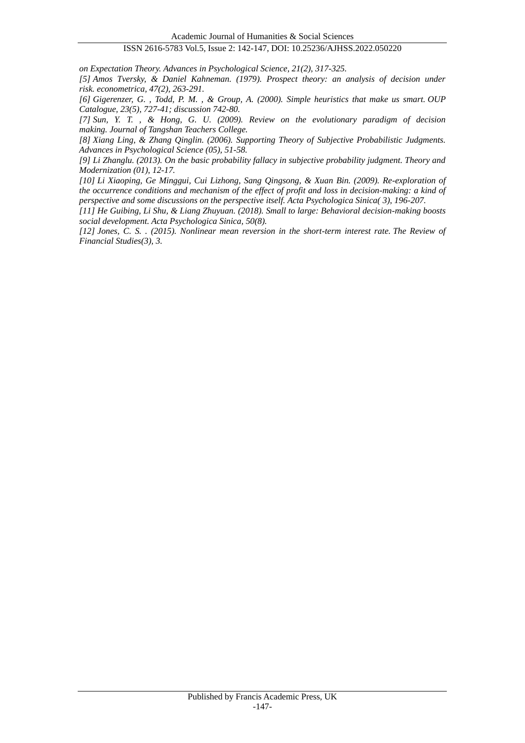*on Expectation Theory. Advances in Psychological Science, 21(2), 317-325.*

*[5] Amos Tversky, & Daniel Kahneman. (1979). Prospect theory: an analysis of decision under risk. econometrica, 47(2), 263-291.*

*[6] Gigerenzer, G. , Todd, P. M. , & Group, A. (2000). Simple heuristics that make us smart. OUP Catalogue, 23(5), 727-41; discussion 742-80.*

*[7] Sun, Y. T. , & Hong, G. U. (2009). Review on the evolutionary paradigm of decision making. Journal of Tangshan Teachers College.*

*[8] Xiang Ling, & Zhang Qinglin. (2006). Supporting Theory of Subjective Probabilistic Judgments. Advances in Psychological Science (05), 51-58.*

*[9] Li Zhanglu. (2013). On the basic probability fallacy in subjective probability judgment. Theory and Modernization (01), 12-17.*

*[10] Li Xiaoping, Ge Minggui, Cui Lizhong, Sang Qingsong, & Xuan Bin. (2009). Re-exploration of the occurrence conditions and mechanism of the effect of profit and loss in decision-making: a kind of perspective and some discussions on the perspective itself. Acta Psychologica Sinica( 3), 196-207.*

*[11] He Guibing, Li Shu, & Liang Zhuyuan. (2018). Small to large: Behavioral decision-making boosts social development. Acta Psychologica Sinica, 50(8).*

*[12] Jones, C. S. . (2015). Nonlinear mean reversion in the short-term interest rate. The Review of Financial Studies(3), 3.*